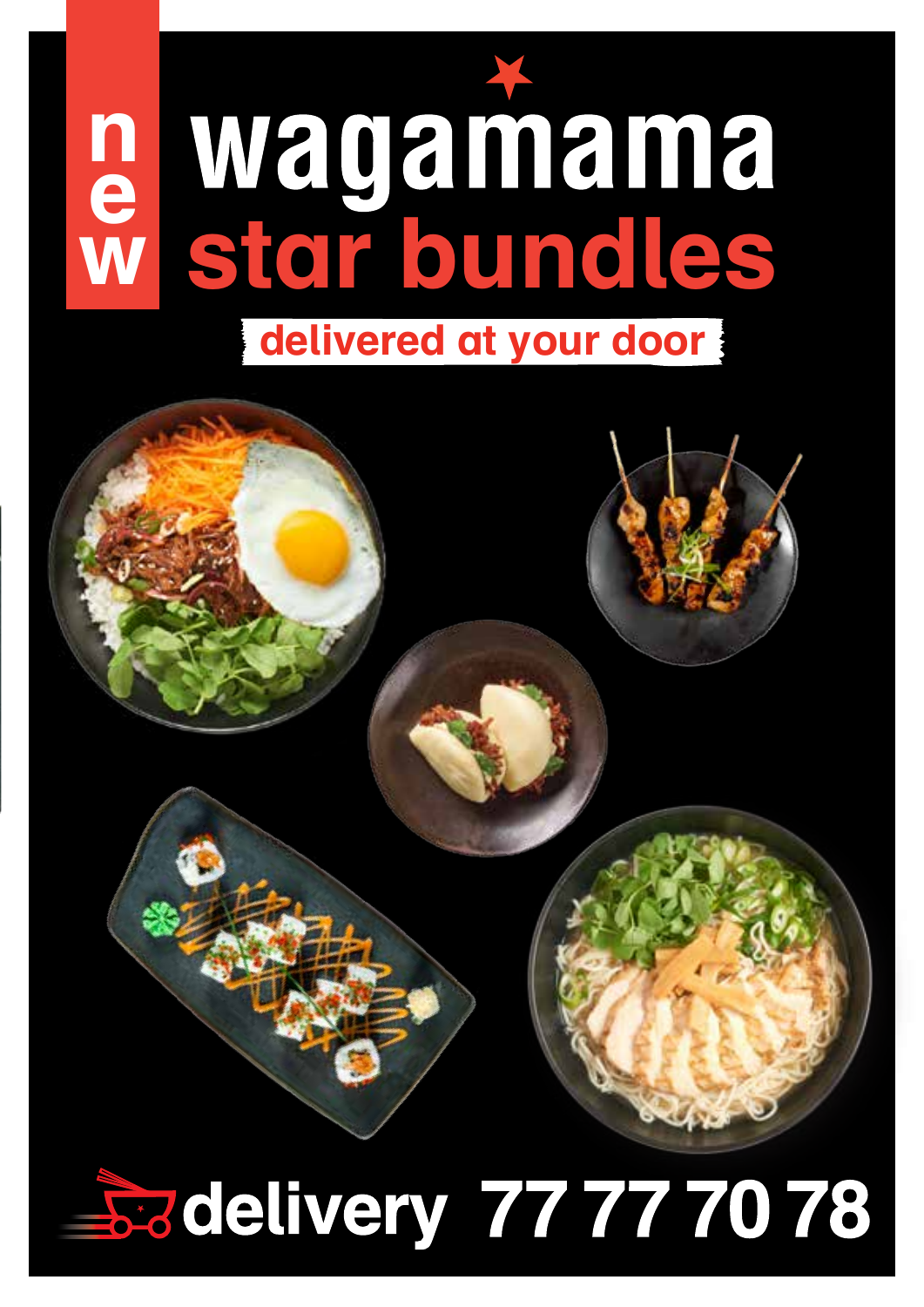new

# wagamama star bundles

delivered at your door

delivery 77 77 70 78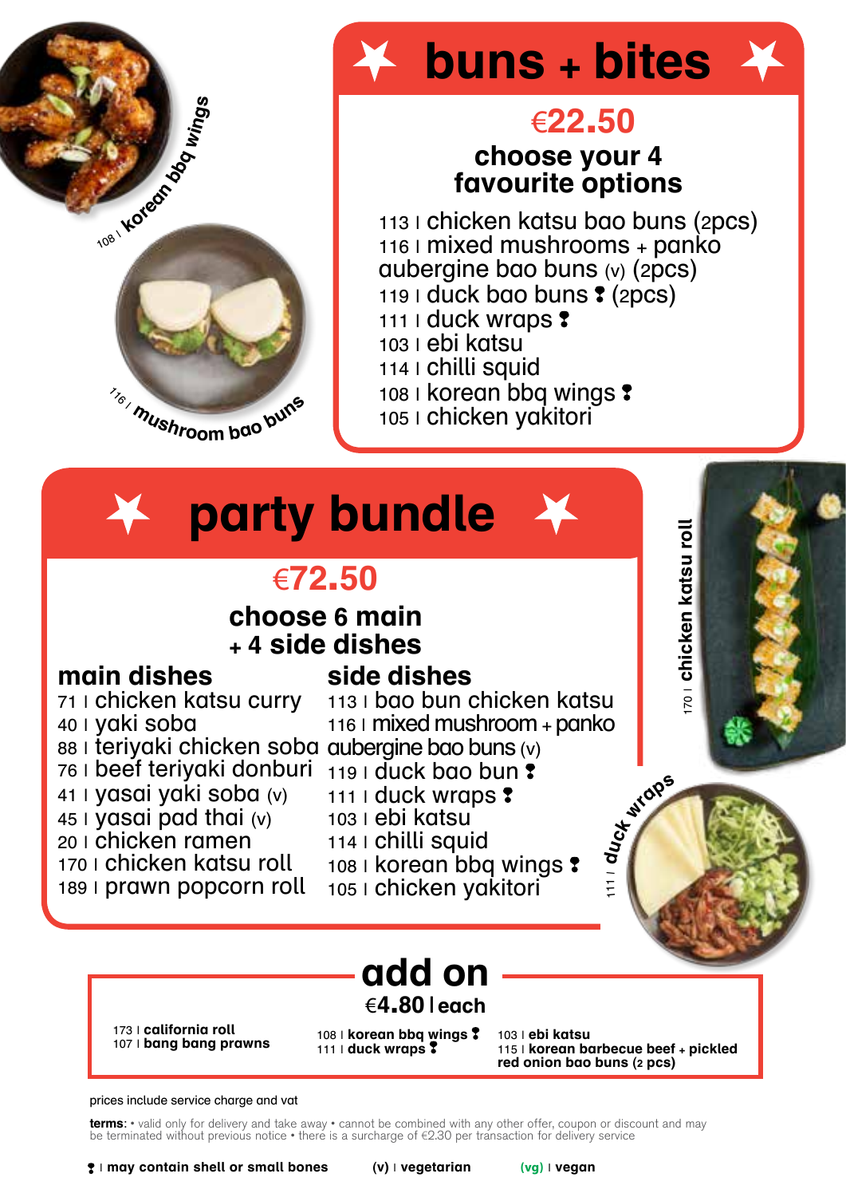108 | korean bbq wings

116 | mushroom bao buns

## buns + bites

**€22.50**

**choose your 4 favourite options**

113 | chicken katsu bao buns (2pcs)
116 | mixed mushrooms + panko aubergine bao buns (v) (2pcs)
119 | duck bao buns ❢ (2pcs)
111 | duck wraps ❢
103 | ebi katsu
114 | chilli squid
108 | korean bbq wings ❢
105 | chicken yakitori

## party bundle

**€72.50**

**choose 6 main + 4 side dishes**

### main dishes

71 | chicken katsu curry
40 | yaki soba
88 | teriyaki chicken soba
76 | beef teriyaki donburi
41 | yasai yaki soba (v)
45 | yasai pad thai (v)
20 | chicken ramen
170 | chicken katsu roll
189 | prawn popcorn roll

### side dishes

113 | bao bun chicken katsu
116 | mixed mushroom + panko aubergine bao buns (v)
119 | duck bao bun ❢
111 | duck wraps ❢
103 | ebi katsu
114 | chilli squid
108 | korean bbq wings ❢
105 | chicken yakitori

170 | chicken katsu roll

111 | duck wraps

## add on

**€4.80 | each**

173 | **california roll**
107 | **bang bang prawns**
108 | **korean bbq wings ❢**
111 | **duck wraps ❢**
103 | **ebi katsu**
115 | **korean barbecue beef + pickled red onion bao buns (2 pcs)**

prices include service charge and vat

**terms**: • valid only for delivery and take away • cannot be combined with any other offer, coupon or discount and may be terminated without previous notice • there is a surcharge of €2.30 per transaction for delivery service

❢ | **may contain shell or small bones** (v) | **vegetarian** (vg) | **vegan**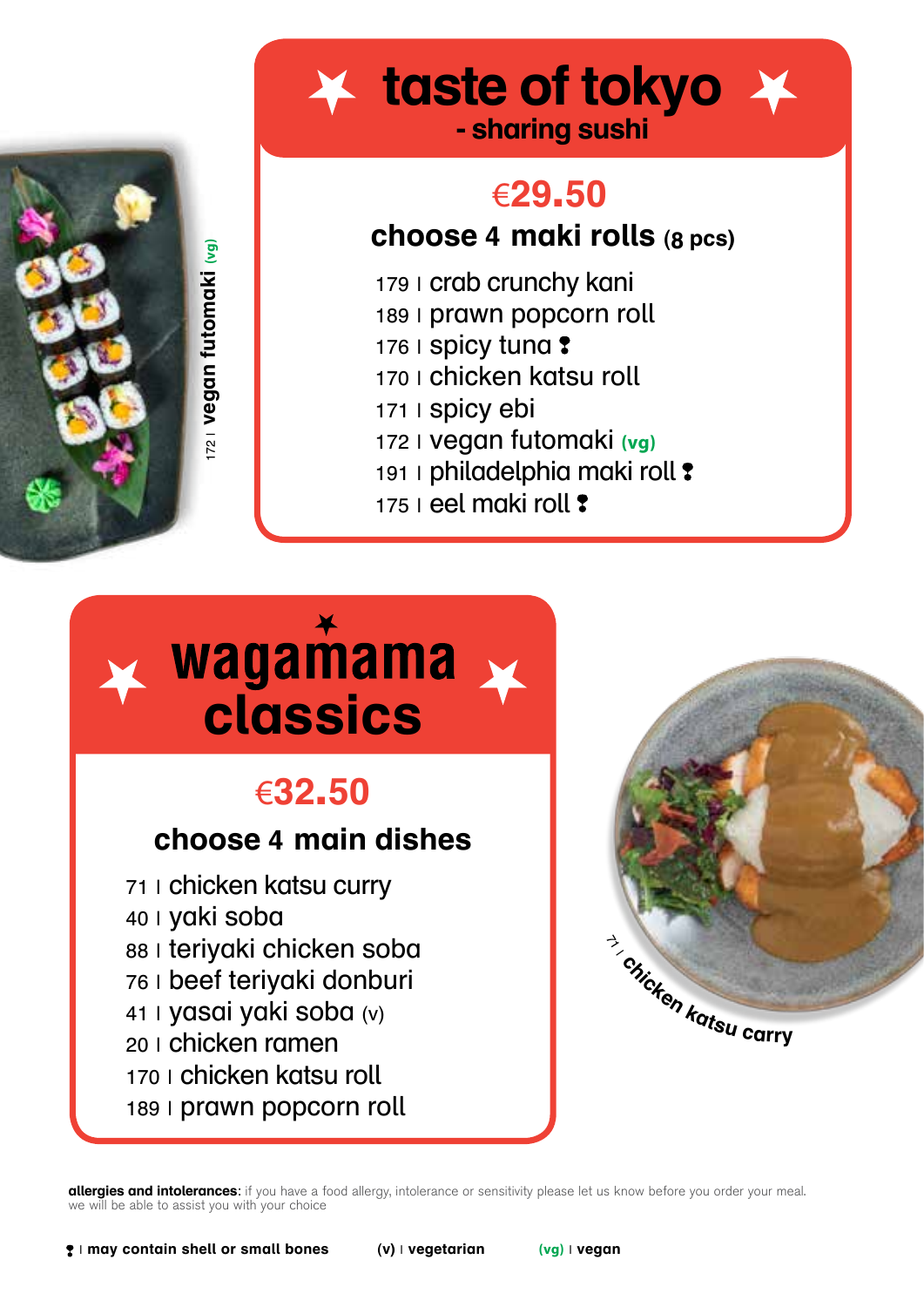# ★ taste of tokyo ★
## - sharing sushi

**€29.50**

### choose 4 maki rolls (8 pcs)

- 179 | crab crunchy kani
- 189 | prawn popcorn roll
- 176 | spicy tuna ❢
- 170 | chicken katsu roll
- 171 | spicy ebi
- 172 | vegan futomaki (vg)
- 191 | philadelphia maki roll ❢
- 175 | eel maki roll ❢

172 | vegan futomaki (vg)

# ★ wagamama classics ★

**€32.50**

### choose 4 main dishes

- 71 | chicken katsu curry
- 40 | yaki soba
- 88 | teriyaki chicken soba
- 76 | beef teriyaki donburi
- 41 | yasai yaki soba (v)
- 20 | chicken ramen
- 170 | chicken katsu roll
- 189 | prawn popcorn roll

71 | chicken katsu carry

**allergies and intolerances**: if you have a food allergy, intolerance or sensitivity please let us know before you order your meal. we will be able to assist you with your choice

❢ | **may contain shell or small bones** (v) | **vegetarian** (vg) | **vegan**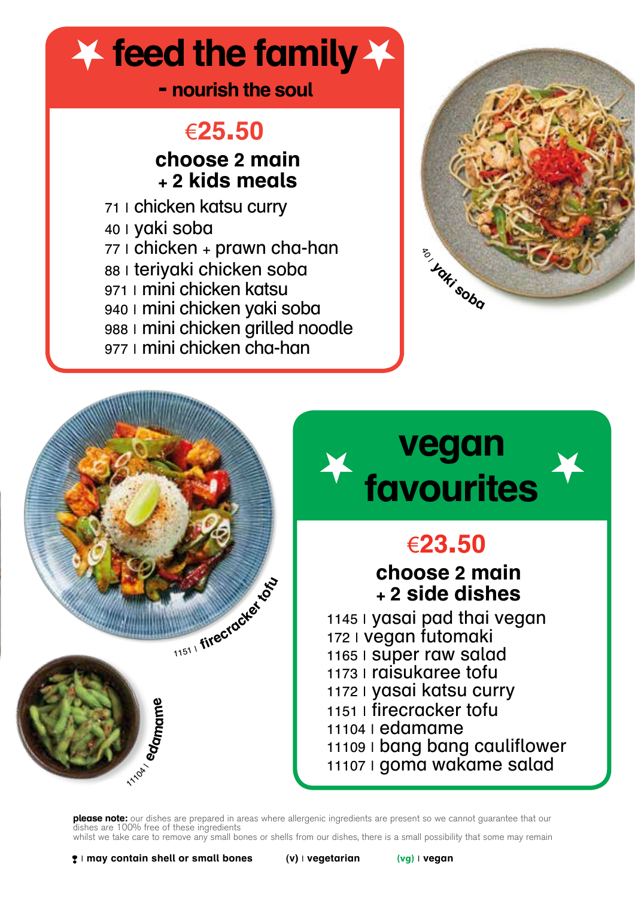# ✶ feed the family ✶

**- nourish the soul**

## €25.50

**choose 2 main + 2 kids meals**

- 71 ı chicken katsu curry
- 40 ı yaki soba
- 77 ı chicken + prawn cha-han
- 88 ı teriyaki chicken soba
- 971 ı mini chicken katsu
- 940 ı mini chicken yaki soba
- 988 ı mini chicken grilled noodle
- 977 ı mini chicken cha-han

40 ı **yaki soba**

1151 ı **firecracker tofu**

11104 ı **edamame**

# ✶ vegan favourites ✶

## €23.50

**choose 2 main + 2 side dishes**

- 1145 ı yasai pad thai vegan
- 172 ı vegan futomaki
- 1165 ı super raw salad
- 1173 ı raisukaree tofu
- 1172 ı yasai katsu curry
- 1151 ı firecracker tofu
- 11104 ı edamame
- 11109 ı bang bang cauliflower
- 11107 ı goma wakame salad

**please note:** our dishes are prepared in areas where allergenic ingredients are present so we cannot guarantee that our dishes are 100% free of these ingredients
whilst we take care to remove any small bones or shells from our dishes, there is a small possibility that some may remain

**ı may contain shell or small bones** **(v) ı vegetarian** **(vg) ı vegan**